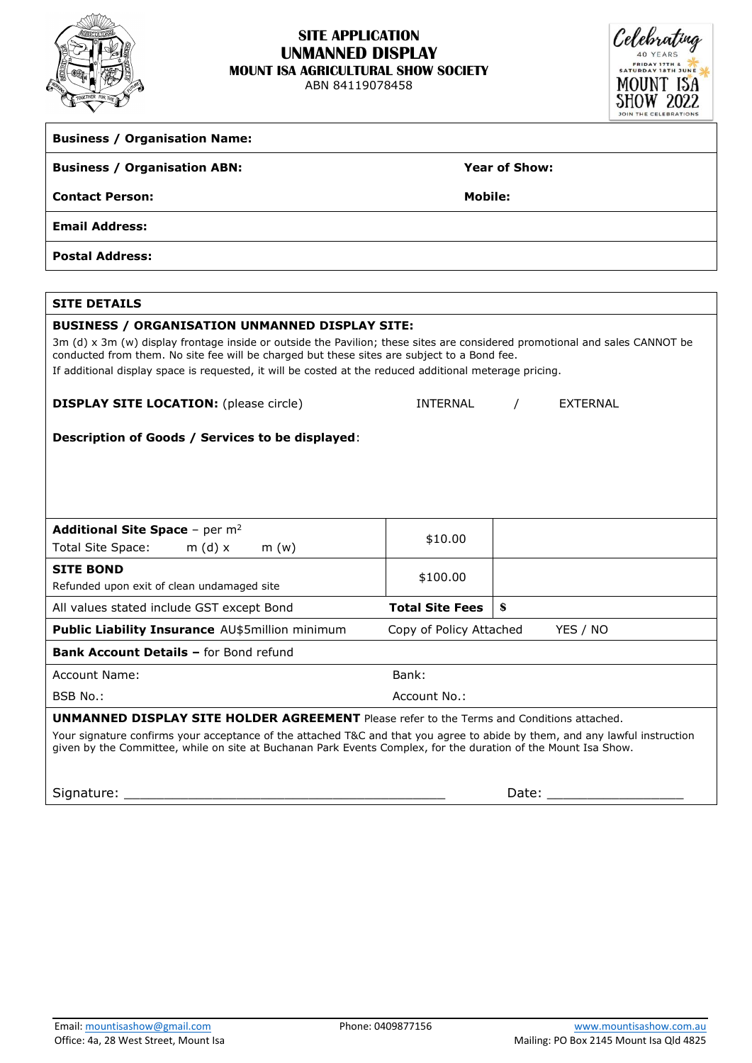# SITE APPLICATION
## UNMANNED DISPLAY
### MOUNT ISA AGRICULTURAL SHOW SOCIETY

ABN 84119078458

Celebrating 40 YEARS FRIDAY 17TH & SATURDAY 18TH JUNE MOUNT ISA SHOW 2022 JOIN THE CELEBRATIONS

| | |
|---|---|
| **Business / Organisation Name:** | |
| **Business / Organisation ABN:** | **Year of Show:** |
| **Contact Person:** | **Mobile:** |
| **Email Address:** | |
| **Postal Address:** | |

**SITE DETAILS**

**BUSINESS / ORGANISATION UNMANNED DISPLAY SITE:**

3m (d) x 3m (w) display frontage inside or outside the Pavilion; these sites are considered promotional and sales CANNOT be conducted from them. No site fee will be charged but these sites are subject to a Bond fee.

If additional display space is requested, it will be costed at the reduced additional meterage pricing.

**DISPLAY SITE LOCATION:** (please circle) INTERNAL / EXTERNAL

**Description of Goods / Services to be displayed**:

| | | |
|---|---|---|
| **Additional Site Space** – per $m^2$<br>Total Site Space: m (d) x m (w) | $10.00 | |
| **SITE BOND**<br>Refunded upon exit of clean undamaged site | $100.00 | |
| All values stated include GST except Bond | **Total Site Fees** | **$** |

**Public Liability Insurance** AU$5million minimum Copy of Policy Attached YES / NO

**Bank Account Details –** for Bond refund

| | |
|---|---|
| Account Name: | Bank: |
| BSB No.: | Account No.: |

**UNMANNED DISPLAY SITE HOLDER AGREEMENT** Please refer to the Terms and Conditions attached.

Your signature confirms your acceptance of the attached T&C and that you agree to abide by them, and any lawful instruction given by the Committee, while on site at Buchanan Park Events Complex, for the duration of the Mount Isa Show.

Signature: ________________________________________ Date: _________________

Email: mountisashow@gmail.com Phone: 0409877156 www.mountisashow.com.au
Office: 4a, 28 West Street, Mount Isa Mailing: PO Box 2145 Mount Isa Qld 4825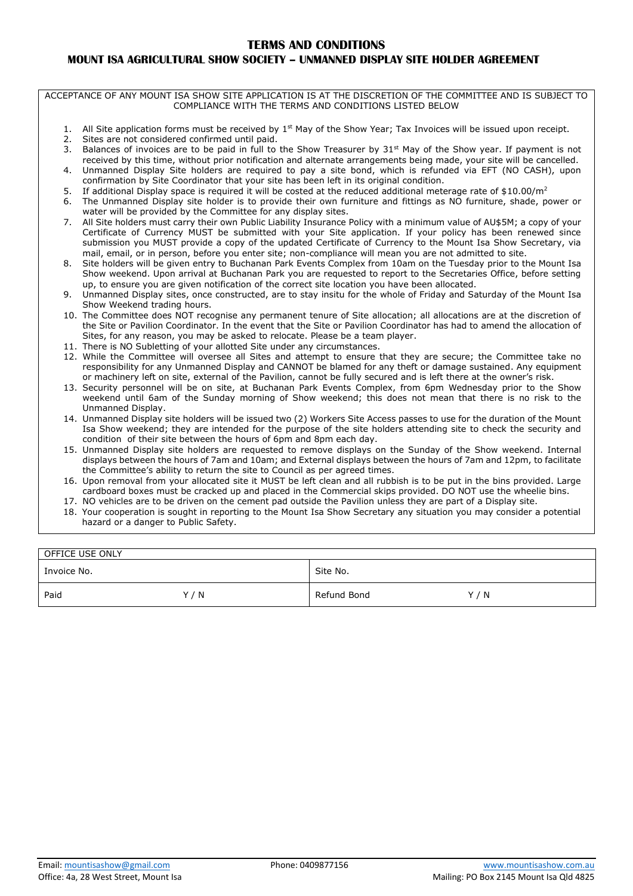# TERMS AND CONDITIONS

## MOUNT ISA AGRICULTURAL SHOW SOCIETY – UNMANNED DISPLAY SITE HOLDER AGREEMENT

ACCEPTANCE OF ANY MOUNT ISA SHOW SITE APPLICATION IS AT THE DISCRETION OF THE COMMITTEE AND IS SUBJECT TO COMPLIANCE WITH THE TERMS AND CONDITIONS LISTED BELOW

1. All Site application forms must be received by 1st May of the Show Year; Tax Invoices will be issued upon receipt.
2. Sites are not considered confirmed until paid.
3. Balances of invoices are to be paid in full to the Show Treasurer by 31st May of the Show year. If payment is not received by this time, without prior notification and alternate arrangements being made, your site will be cancelled.
4. Unmanned Display Site holders are required to pay a site bond, which is refunded via EFT (NO CASH), upon confirmation by Site Coordinator that your site has been left in its original condition.
5. If additional Display space is required it will be costed at the reduced additional meterage rate of $10.00/m$^2$
6. The Unmanned Display site holder is to provide their own furniture and fittings as NO furniture, shade, power or water will be provided by the Committee for any display sites.
7. All Site holders must carry their own Public Liability Insurance Policy with a minimum value of AU$5M; a copy of your Certificate of Currency MUST be submitted with your Site application. If your policy has been renewed since submission you MUST provide a copy of the updated Certificate of Currency to the Mount Isa Show Secretary, via mail, email, or in person, before you enter site; non-compliance will mean you are not admitted to site.
8. Site holders will be given entry to Buchanan Park Events Complex from 10am on the Tuesday prior to the Mount Isa Show weekend. Upon arrival at Buchanan Park you are requested to report to the Secretaries Office, before setting up, to ensure you are given notification of the correct site location you have been allocated.
9. Unmanned Display sites, once constructed, are to stay insitu for the whole of Friday and Saturday of the Mount Isa Show Weekend trading hours.
10. The Committee does NOT recognise any permanent tenure of Site allocation; all allocations are at the discretion of the Site or Pavilion Coordinator. In the event that the Site or Pavilion Coordinator has had to amend the allocation of Sites, for any reason, you may be asked to relocate. Please be a team player.
11. There is NO Subletting of your allotted Site under any circumstances.
12. While the Committee will oversee all Sites and attempt to ensure that they are secure; the Committee take no responsibility for any Unmanned Display and CANNOT be blamed for any theft or damage sustained. Any equipment or machinery left on site, external of the Pavilion, cannot be fully secured and is left there at the owner's risk.
13. Security personnel will be on site, at Buchanan Park Events Complex, from 6pm Wednesday prior to the Show weekend until 6am of the Sunday morning of Show weekend; this does not mean that there is no risk to the Unmanned Display.
14. Unmanned Display site holders will be issued two (2) Workers Site Access passes to use for the duration of the Mount Isa Show weekend; they are intended for the purpose of the site holders attending site to check the security and condition of their site between the hours of 6pm and 8pm each day.
15. Unmanned Display site holders are requested to remove displays on the Sunday of the Show weekend. Internal displays between the hours of 7am and 10am; and External displays between the hours of 7am and 12pm, to facilitate the Committee's ability to return the site to Council as per agreed times.
16. Upon removal from your allocated site it MUST be left clean and all rubbish is to be put in the bins provided. Large cardboard boxes must be cracked up and placed in the Commercial skips provided. DO NOT use the wheelie bins.
17. NO vehicles are to be driven on the cement pad outside the Pavilion unless they are part of a Display site.
18. Your cooperation is sought in reporting to the Mount Isa Show Secretary any situation you may consider a potential hazard or a danger to Public Safety.

| OFFICE USE ONLY | | | |
|---|---|---|---|
| Invoice No. | | Site No. | |
| Paid | Y / N | Refund Bond | Y / N |

Email: mountisashow@gmail.com
Phone: 0409877156
www.mountisashow.com.au
Office: 4a, 28 West Street, Mount Isa
Mailing: PO Box 2145 Mount Isa Qld 4825